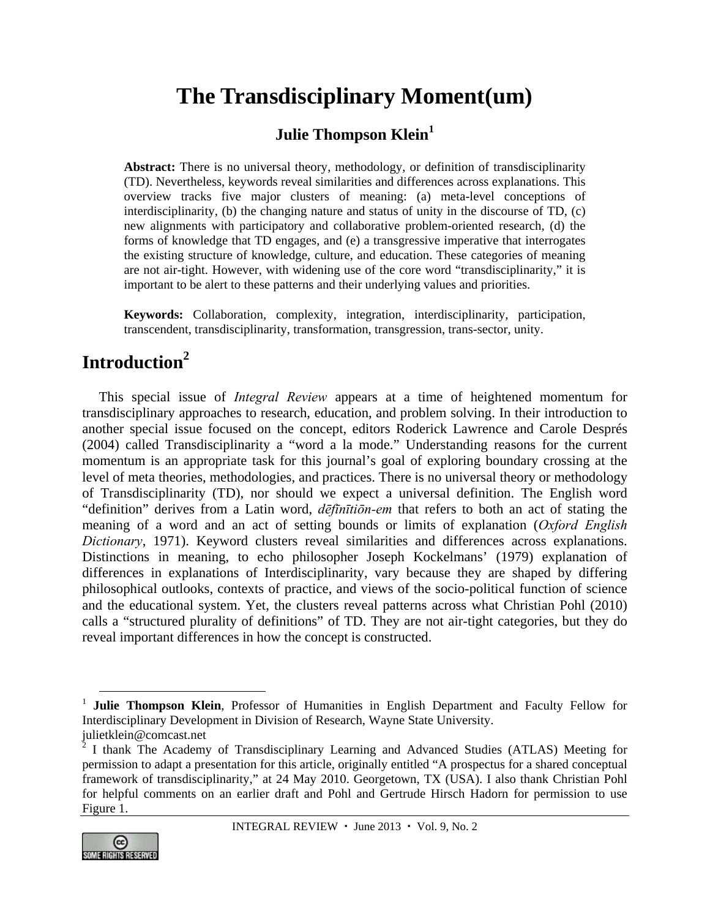# The Transdisciplinary Moment(um)

**Julie Thompson Klein**[1]

**Abstract:** There is no universal theory, methodology, or definition of transdisciplinarity (TD). Nevertheless, keywords reveal similarities and differences across explanations. This overview tracks five major clusters of meaning: (a) meta-level conceptions of interdisciplinarity, (b) the changing nature and status of unity in the discourse of TD, (c) new alignments with participatory and collaborative problem-oriented research, (d) the forms of knowledge that TD engages, and (e) a transgressive imperative that interrogates the existing structure of knowledge, culture, and education. These categories of meaning are not air-tight. However, with widening use of the core word "transdisciplinarity," it is important to be alert to these patterns and their underlying values and priorities.

**Keywords:** Collaboration, complexity, integration, interdisciplinarity, participation, transcendent, transdisciplinarity, transformation, transgression, trans-sector, unity.

## Introduction[2]

This special issue of *Integral Review* appears at a time of heightened momentum for transdisciplinary approaches to research, education, and problem solving. In their introduction to another special issue focused on the concept, editors Roderick Lawrence and Carole Després (2004) called Transdisciplinarity a "word a la mode." Understanding reasons for the current momentum is an appropriate task for this journal's goal of exploring boundary crossing at the level of meta theories, methodologies, and practices. There is no universal theory or methodology of Transdisciplinarity (TD), nor should we expect a universal definition. The English word "definition" derives from a Latin word, *dēfīnītiōn-em* that refers to both an act of stating the meaning of a word and an act of setting bounds or limits of explanation (*Oxford English Dictionary*, 1971). Keyword clusters reveal similarities and differences across explanations. Distinctions in meaning, to echo philosopher Joseph Kockelmans' (1979) explanation of differences in explanations of Interdisciplinarity, vary because they are shaped by differing philosophical outlooks, contexts of practice, and views of the socio-political function of science and the educational system. Yet, the clusters reveal patterns across what Christian Pohl (2010) calls a "structured plurality of definitions" of TD. They are not air-tight categories, but they do reveal important differences in how the concept is constructed.

---

[1] **Julie Thompson Klein**, Professor of Humanities in English Department and Faculty Fellow for Interdisciplinary Development in Division of Research, Wayne State University. julietklein@comcast.net

[2] I thank The Academy of Transdisciplinary Learning and Advanced Studies (ATLAS) Meeting for permission to adapt a presentation for this article, originally entitled "A prospectus for a shared conceptual framework of transdisciplinarity," at 24 May 2010. Georgetown, TX (USA). I also thank Christian Pohl for helpful comments on an earlier draft and Pohl and Gertrude Hirsch Hadorn for permission to use Figure 1.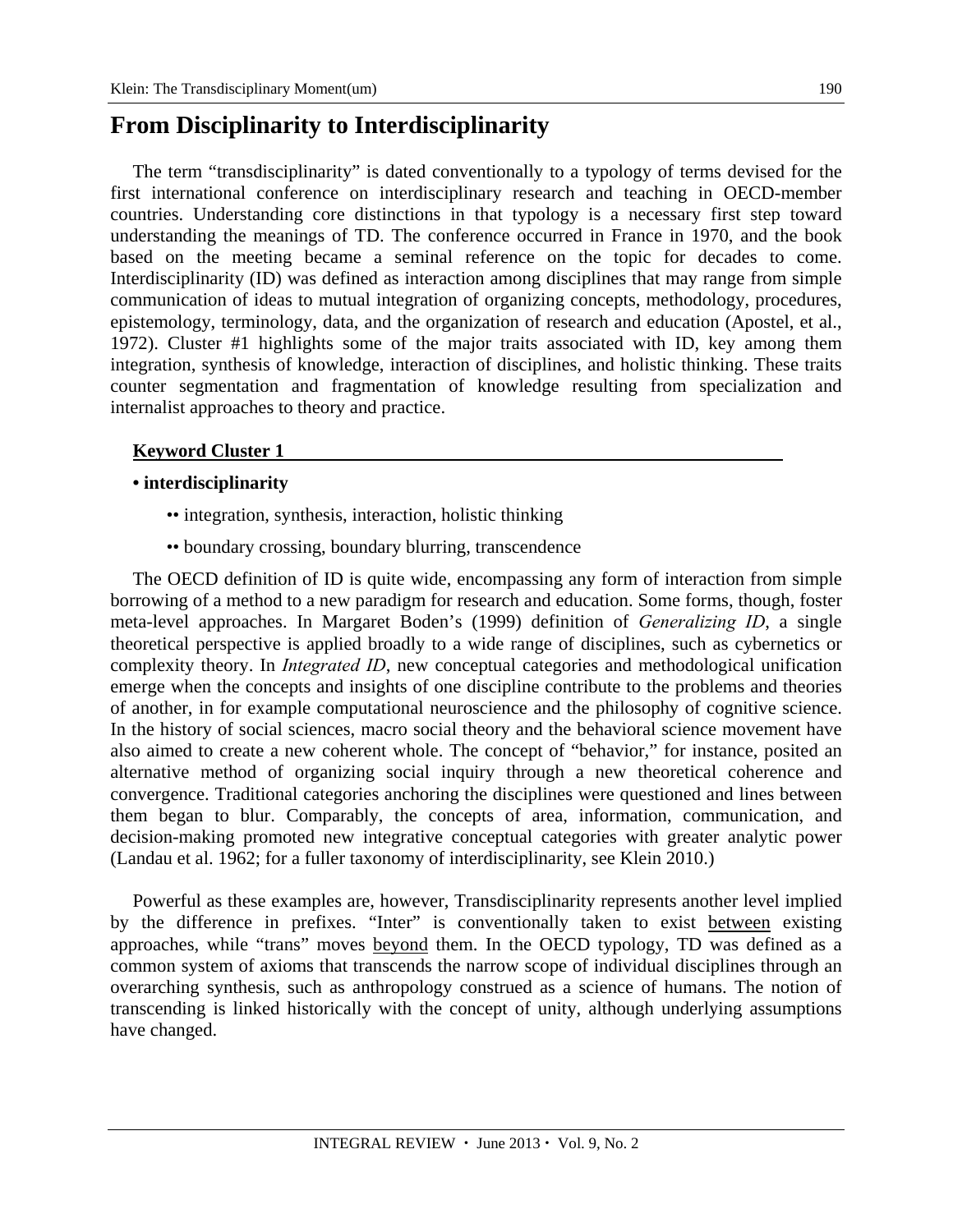## From Disciplinarity to Interdisciplinarity

The term "transdisciplinarity" is dated conventionally to a typology of terms devised for the first international conference on interdisciplinary research and teaching in OECD-member countries. Understanding core distinctions in that typology is a necessary first step toward understanding the meanings of TD. The conference occurred in France in 1970, and the book based on the meeting became a seminal reference on the topic for decades to come. Interdisciplinarity (ID) was defined as interaction among disciplines that may range from simple communication of ideas to mutual integration of organizing concepts, methodology, procedures, epistemology, terminology, data, and the organization of research and education (Apostel, et al., 1972). Cluster #1 highlights some of the major traits associated with ID, key among them integration, synthesis of knowledge, interaction of disciplines, and holistic thinking. These traits counter segmentation and fragmentation of knowledge resulting from specialization and internalist approaches to theory and practice.

**Keyword Cluster 1**

- **interdisciplinarity**
    - integration, synthesis, interaction, holistic thinking
    - boundary crossing, boundary blurring, transcendence

The OECD definition of ID is quite wide, encompassing any form of interaction from simple borrowing of a method to a new paradigm for research and education. Some forms, though, foster meta-level approaches. In Margaret Boden's (1999) definition of *Generalizing ID*, a single theoretical perspective is applied broadly to a wide range of disciplines, such as cybernetics or complexity theory. In *Integrated ID*, new conceptual categories and methodological unification emerge when the concepts and insights of one discipline contribute to the problems and theories of another, in for example computational neuroscience and the philosophy of cognitive science. In the history of social sciences, macro social theory and the behavioral science movement have also aimed to create a new coherent whole. The concept of "behavior," for instance, posited an alternative method of organizing social inquiry through a new theoretical coherence and convergence. Traditional categories anchoring the disciplines were questioned and lines between them began to blur. Comparably, the concepts of area, information, communication, and decision-making promoted new integrative conceptual categories with greater analytic power (Landau et al. 1962; for a fuller taxonomy of interdisciplinarity, see Klein 2010.)

Powerful as these examples are, however, Transdisciplinarity represents another level implied by the difference in prefixes. "Inter" is conventionally taken to exist between existing approaches, while "trans" moves beyond them. In the OECD typology, TD was defined as a common system of axioms that transcends the narrow scope of individual disciplines through an overarching synthesis, such as anthropology construed as a science of humans. The notion of transcending is linked historically with the concept of unity, although underlying assumptions have changed.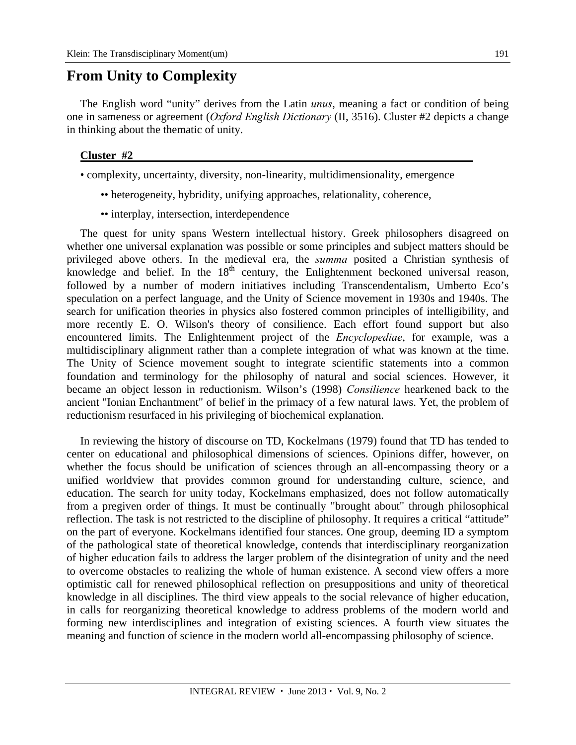## From Unity to Complexity

The English word "unity" derives from the Latin *unus*, meaning a fact or condition of being one in sameness or agreement (*Oxford English Dictionary* (II, 3516). Cluster #2 depicts a change in thinking about the thematic of unity.

**Cluster #2**

- complexity, uncertainty, diversity, non-linearity, multidimensionality, emergence
  - heterogeneity, hybridity, unify<u>ing</u> approaches, relationality, coherence,
  - interplay, intersection, interdependence

The quest for unity spans Western intellectual history. Greek philosophers disagreed on whether one universal explanation was possible or some principles and subject matters should be privileged above others. In the medieval era, the *summa* posited a Christian synthesis of knowledge and belief. In the 18th century, the Enlightenment beckoned universal reason, followed by a number of modern initiatives including Transcendentalism, Umberto Eco's speculation on a perfect language, and the Unity of Science movement in 1930s and 1940s. The search for unification theories in physics also fostered common principles of intelligibility, and more recently E. O. Wilson's theory of consilience. Each effort found support but also encountered limits. The Enlightenment project of the *Encyclopediae*, for example, was a multidisciplinary alignment rather than a complete integration of what was known at the time. The Unity of Science movement sought to integrate scientific statements into a common foundation and terminology for the philosophy of natural and social sciences. However, it became an object lesson in reductionism. Wilson's (1998) *Consilience* hearkened back to the ancient "Ionian Enchantment" of belief in the primacy of a few natural laws. Yet, the problem of reductionism resurfaced in his privileging of biochemical explanation.

In reviewing the history of discourse on TD, Kockelmans (1979) found that TD has tended to center on educational and philosophical dimensions of sciences. Opinions differ, however, on whether the focus should be unification of sciences through an all-encompassing theory or a unified worldview that provides common ground for understanding culture, science, and education. The search for unity today, Kockelmans emphasized, does not follow automatically from a pregiven order of things. It must be continually "brought about" through philosophical reflection. The task is not restricted to the discipline of philosophy. It requires a critical "attitude" on the part of everyone. Kockelmans identified four stances. One group, deeming ID a symptom of the pathological state of theoretical knowledge, contends that interdisciplinary reorganization of higher education fails to address the larger problem of the disintegration of unity and the need to overcome obstacles to realizing the whole of human existence. A second view offers a more optimistic call for renewed philosophical reflection on presuppositions and unity of theoretical knowledge in all disciplines. The third view appeals to the social relevance of higher education, in calls for reorganizing theoretical knowledge to address problems of the modern world and forming new interdisciplines and integration of existing sciences. A fourth view situates the meaning and function of science in the modern world all-encompassing philosophy of science.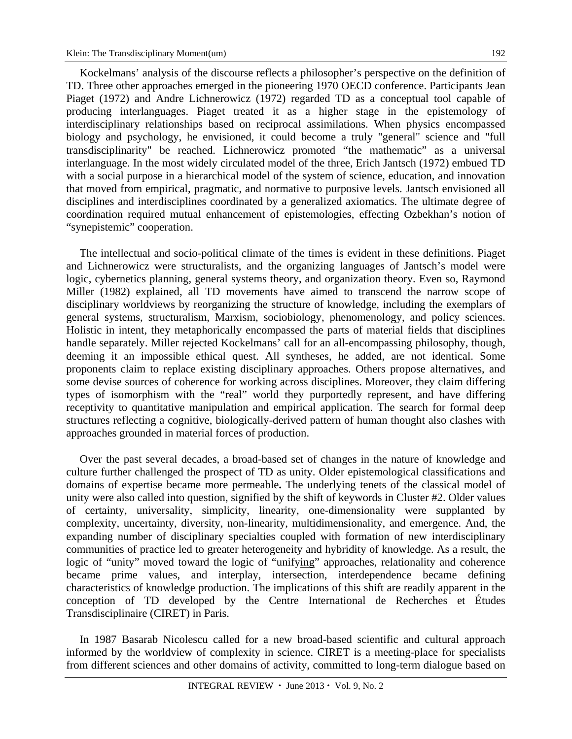Kockelmans' analysis of the discourse reflects a philosopher's perspective on the definition of TD. Three other approaches emerged in the pioneering 1970 OECD conference. Participants Jean Piaget (1972) and Andre Lichnerowicz (1972) regarded TD as a conceptual tool capable of producing interlanguages. Piaget treated it as a higher stage in the epistemology of interdisciplinary relationships based on reciprocal assimilations. When physics encompassed biology and psychology, he envisioned, it could become a truly "general" science and "full transdisciplinarity" be reached. Lichnerowicz promoted "the mathematic" as a universal interlanguage. In the most widely circulated model of the three, Erich Jantsch (1972) embued TD with a social purpose in a hierarchical model of the system of science, education, and innovation that moved from empirical, pragmatic, and normative to purposive levels. Jantsch envisioned all disciplines and interdisciplines coordinated by a generalized axiomatics. The ultimate degree of coordination required mutual enhancement of epistemologies, effecting Ozbekhan's notion of "synepistemic" cooperation.

The intellectual and socio-political climate of the times is evident in these definitions. Piaget and Lichnerowicz were structuralists, and the organizing languages of Jantsch's model were logic, cybernetics planning, general systems theory, and organization theory. Even so, Raymond Miller (1982) explained, all TD movements have aimed to transcend the narrow scope of disciplinary worldviews by reorganizing the structure of knowledge, including the exemplars of general systems, structuralism, Marxism, sociobiology, phenomenology, and policy sciences. Holistic in intent, they metaphorically encompassed the parts of material fields that disciplines handle separately. Miller rejected Kockelmans' call for an all-encompassing philosophy, though, deeming it an impossible ethical quest. All syntheses, he added, are not identical. Some proponents claim to replace existing disciplinary approaches. Others propose alternatives, and some devise sources of coherence for working across disciplines. Moreover, they claim differing types of isomorphism with the "real" world they purportedly represent, and have differing receptivity to quantitative manipulation and empirical application. The search for formal deep structures reflecting a cognitive, biologically-derived pattern of human thought also clashes with approaches grounded in material forces of production.

Over the past several decades, a broad-based set of changes in the nature of knowledge and culture further challenged the prospect of TD as unity. Older epistemological classifications and domains of expertise became more permeable**.** The underlying tenets of the classical model of unity were also called into question, signified by the shift of keywords in Cluster #2. Older values of certainty, universality, simplicity, linearity, one-dimensionality were supplanted by complexity, uncertainty, diversity, non-linearity, multidimensionality, and emergence. And, the expanding number of disciplinary specialties coupled with formation of new interdisciplinary communities of practice led to greater heterogeneity and hybridity of knowledge. As a result, the logic of "unity" moved toward the logic of "unify<u>ing</u>" approaches, relationality and coherence became prime values, and interplay, intersection, interdependence became defining characteristics of knowledge production. The implications of this shift are readily apparent in the conception of TD developed by the Centre International de Recherches et Études Transdisciplinaire (CIRET) in Paris.

In 1987 Basarab Nicolescu called for a new broad-based scientific and cultural approach informed by the worldview of complexity in science. CIRET is a meeting-place for specialists from different sciences and other domains of activity, committed to long-term dialogue based on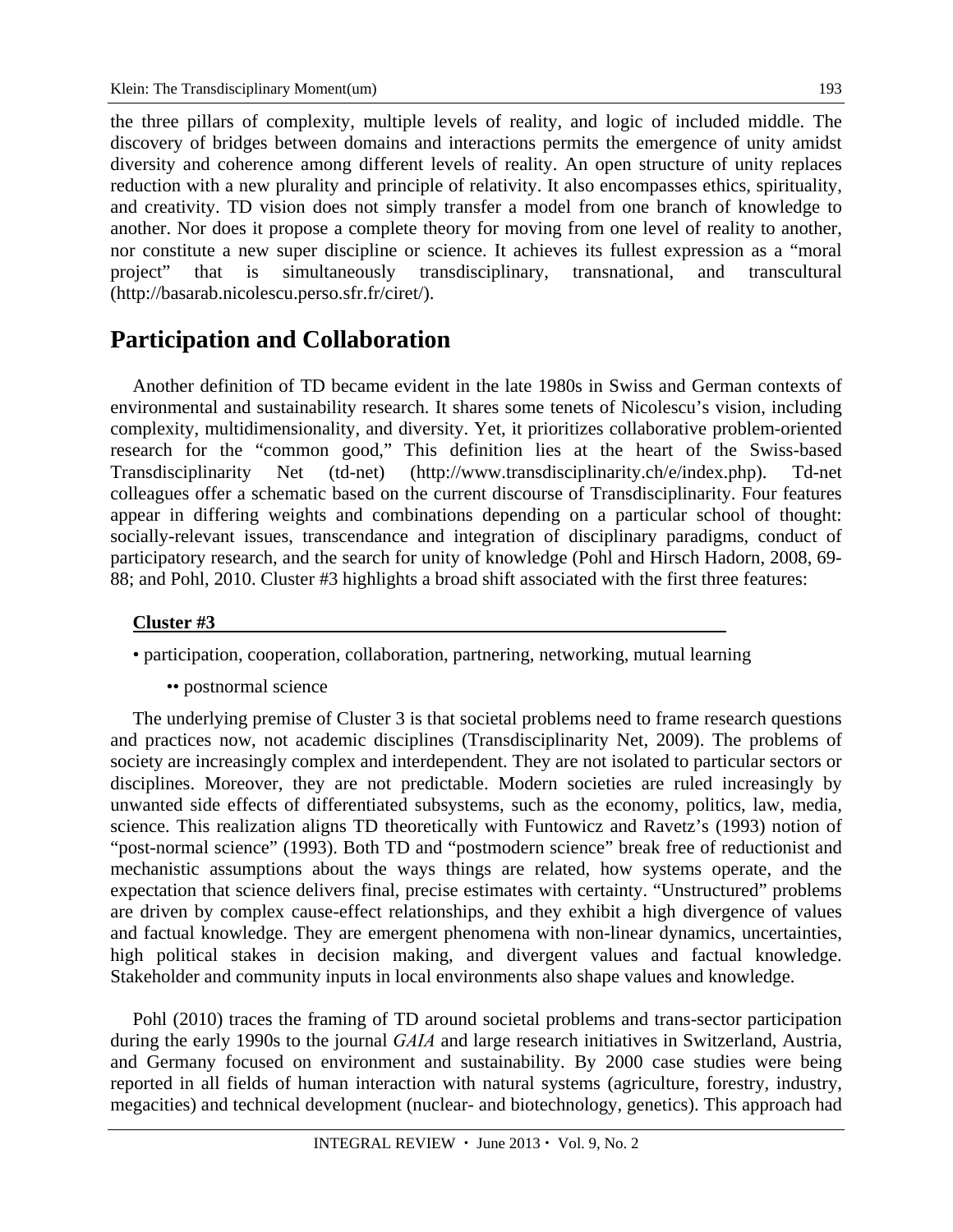the three pillars of complexity, multiple levels of reality, and logic of included middle. The discovery of bridges between domains and interactions permits the emergence of unity amidst diversity and coherence among different levels of reality. An open structure of unity replaces reduction with a new plurality and principle of relativity. It also encompasses ethics, spirituality, and creativity. TD vision does not simply transfer a model from one branch of knowledge to another. Nor does it propose a complete theory for moving from one level of reality to another, nor constitute a new super discipline or science. It achieves its fullest expression as a "moral project" that is simultaneously transdisciplinary, transnational, and transcultural (http://basarab.nicolescu.perso.sfr.fr/ciret/).

## Participation and Collaboration

Another definition of TD became evident in the late 1980s in Swiss and German contexts of environmental and sustainability research. It shares some tenets of Nicolescu's vision, including complexity, multidimensionality, and diversity. Yet, it prioritizes collaborative problem-oriented research for the "common good," This definition lies at the heart of the Swiss-based Transdisciplinarity Net (td-net) (http://www.transdisciplinarity.ch/e/index.php). Td-net colleagues offer a schematic based on the current discourse of Transdisciplinarity. Four features appear in differing weights and combinations depending on a particular school of thought: socially-relevant issues, transcendance and integration of disciplinary paradigms, conduct of participatory research, and the search for unity of knowledge (Pohl and Hirsch Hadorn, 2008, 69-88; and Pohl, 2010. Cluster #3 highlights a broad shift associated with the first three features:

**Cluster #3**

- participation, cooperation, collaboration, partnering, networking, mutual learning
  - •• postnormal science

The underlying premise of Cluster 3 is that societal problems need to frame research questions and practices now, not academic disciplines (Transdisciplinarity Net, 2009). The problems of society are increasingly complex and interdependent. They are not isolated to particular sectors or disciplines. Moreover, they are not predictable. Modern societies are ruled increasingly by unwanted side effects of differentiated subsystems, such as the economy, politics, law, media, science. This realization aligns TD theoretically with Funtowicz and Ravetz's (1993) notion of "post-normal science" (1993). Both TD and "postmodern science" break free of reductionist and mechanistic assumptions about the ways things are related, how systems operate, and the expectation that science delivers final, precise estimates with certainty. "Unstructured" problems are driven by complex cause-effect relationships, and they exhibit a high divergence of values and factual knowledge. They are emergent phenomena with non-linear dynamics, uncertainties, high political stakes in decision making, and divergent values and factual knowledge. Stakeholder and community inputs in local environments also shape values and knowledge.

Pohl (2010) traces the framing of TD around societal problems and trans-sector participation during the early 1990s to the journal *GAIA* and large research initiatives in Switzerland, Austria, and Germany focused on environment and sustainability. By 2000 case studies were being reported in all fields of human interaction with natural systems (agriculture, forestry, industry, megacities) and technical development (nuclear- and biotechnology, genetics). This approach had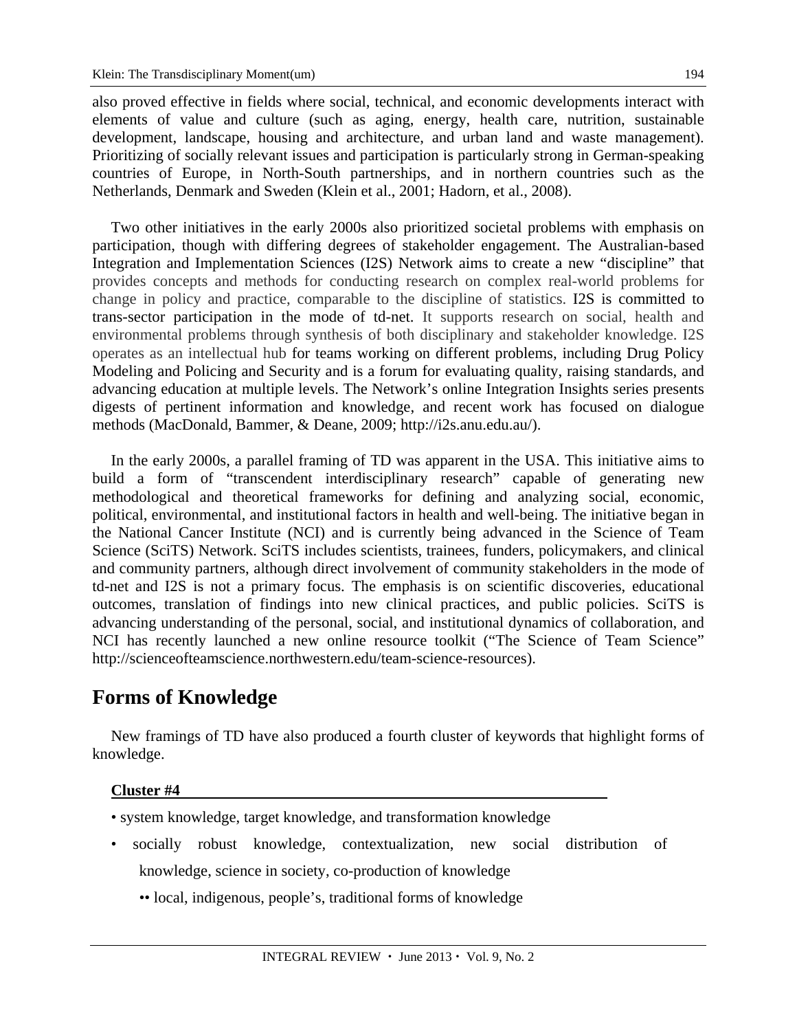also proved effective in fields where social, technical, and economic developments interact with elements of value and culture (such as aging, energy, health care, nutrition, sustainable development, landscape, housing and architecture, and urban land and waste management). Prioritizing of socially relevant issues and participation is particularly strong in German-speaking countries of Europe, in North-South partnerships, and in northern countries such as the Netherlands, Denmark and Sweden (Klein et al., 2001; Hadorn, et al., 2008).

Two other initiatives in the early 2000s also prioritized societal problems with emphasis on participation, though with differing degrees of stakeholder engagement. The Australian-based Integration and Implementation Sciences (I2S) Network aims to create a new "discipline" that provides concepts and methods for conducting research on complex real-world problems for change in policy and practice, comparable to the discipline of statistics. I2S is committed to trans-sector participation in the mode of td-net. It supports research on social, health and environmental problems through synthesis of both disciplinary and stakeholder knowledge. I2S operates as an intellectual hub for teams working on different problems, including Drug Policy Modeling and Policing and Security and is a forum for evaluating quality, raising standards, and advancing education at multiple levels. The Network's online Integration Insights series presents digests of pertinent information and knowledge, and recent work has focused on dialogue methods (MacDonald, Bammer, & Deane, 2009; http://i2s.anu.edu.au/).

In the early 2000s, a parallel framing of TD was apparent in the USA. This initiative aims to build a form of "transcendent interdisciplinary research" capable of generating new methodological and theoretical frameworks for defining and analyzing social, economic, political, environmental, and institutional factors in health and well-being. The initiative began in the National Cancer Institute (NCI) and is currently being advanced in the Science of Team Science (SciTS) Network. SciTS includes scientists, trainees, funders, policymakers, and clinical and community partners, although direct involvement of community stakeholders in the mode of td-net and I2S is not a primary focus. The emphasis is on scientific discoveries, educational outcomes, translation of findings into new clinical practices, and public policies. SciTS is advancing understanding of the personal, social, and institutional dynamics of collaboration, and NCI has recently launched a new online resource toolkit ("The Science of Team Science" http://scienceofteamscience.northwestern.edu/team-science-resources).

## Forms of Knowledge

New framings of TD have also produced a fourth cluster of keywords that highlight forms of knowledge.

**Cluster #4**

- system knowledge, target knowledge, and transformation knowledge
- socially robust knowledge, contextualization, new social distribution of knowledge, science in society, co-production of knowledge
  - •• local, indigenous, people's, traditional forms of knowledge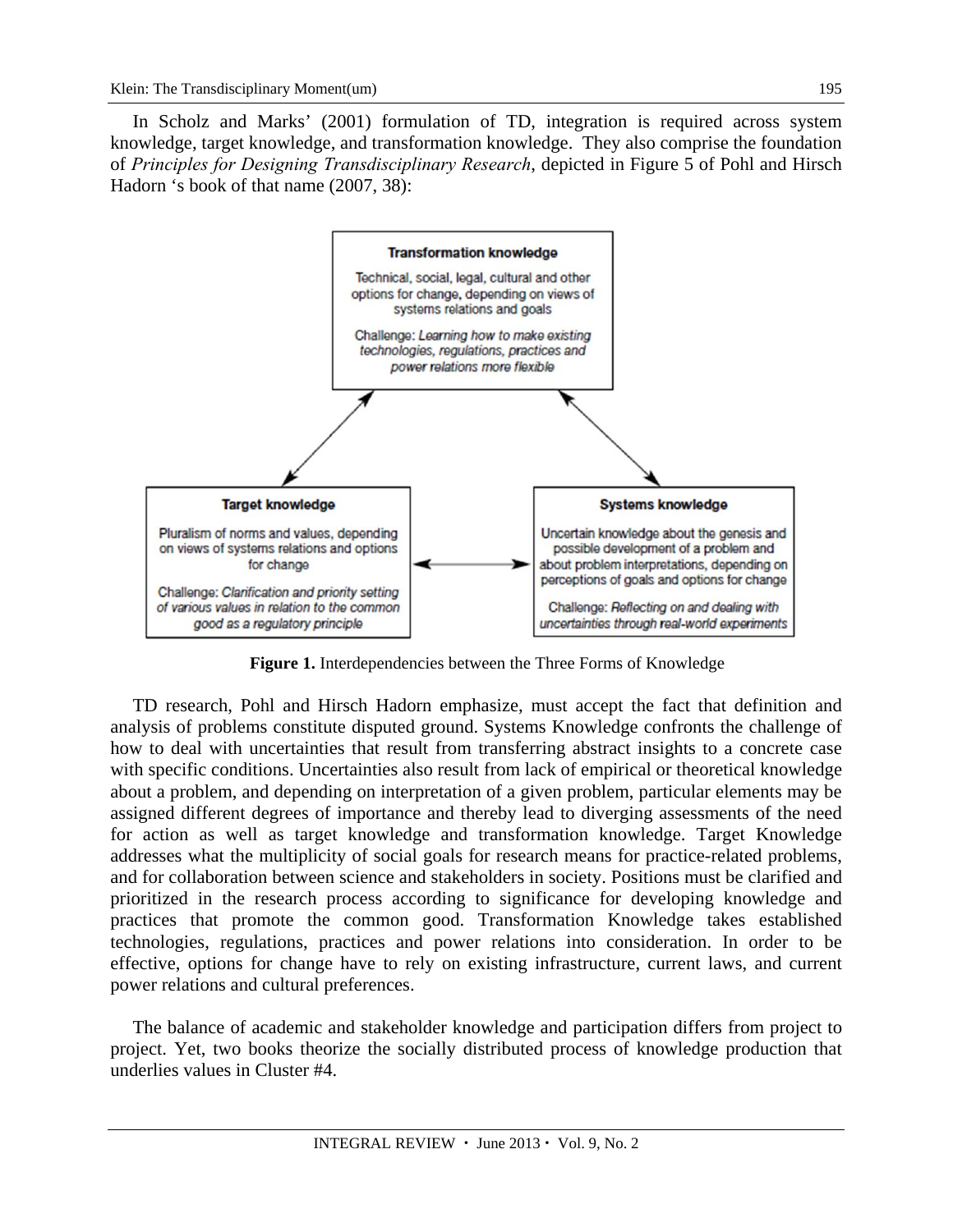In Scholz and Marks' (2001) formulation of TD, integration is required across system knowledge, target knowledge, and transformation knowledge. They also comprise the foundation of *Principles for Designing Transdisciplinary Research*, depicted in Figure 5 of Pohl and Hirsch Hadorn 's book of that name (2007, 38):

**Transformation knowledge**

Technical, social, legal, cultural and other options for change, depending on views of systems relations and goals

Challenge: *Learning how to make existing technologies, regulations, practices and power relations more flexible*

**Target knowledge**

Pluralism of norms and values, depending on views of systems relations and options for change

Challenge: *Clarification and priority setting of various values in relation to the common good as a regulatory principle*

**Systems knowledge**

Uncertain knowledge about the genesis and possible development of a problem and about problem interpretations, depending on perceptions of goals and options for change

Challenge: *Reflecting on and dealing with uncertainties through real-world experiments*

**Figure 1.** Interdependencies between the Three Forms of Knowledge

TD research, Pohl and Hirsch Hadorn emphasize, must accept the fact that definition and analysis of problems constitute disputed ground. Systems Knowledge confronts the challenge of how to deal with uncertainties that result from transferring abstract insights to a concrete case with specific conditions. Uncertainties also result from lack of empirical or theoretical knowledge about a problem, and depending on interpretation of a given problem, particular elements may be assigned different degrees of importance and thereby lead to diverging assessments of the need for action as well as target knowledge and transformation knowledge. Target Knowledge addresses what the multiplicity of social goals for research means for practice-related problems, and for collaboration between science and stakeholders in society. Positions must be clarified and prioritized in the research process according to significance for developing knowledge and practices that promote the common good. Transformation Knowledge takes established technologies, regulations, practices and power relations into consideration. In order to be effective, options for change have to rely on existing infrastructure, current laws, and current power relations and cultural preferences.

The balance of academic and stakeholder knowledge and participation differs from project to project. Yet, two books theorize the socially distributed process of knowledge production that underlies values in Cluster #4.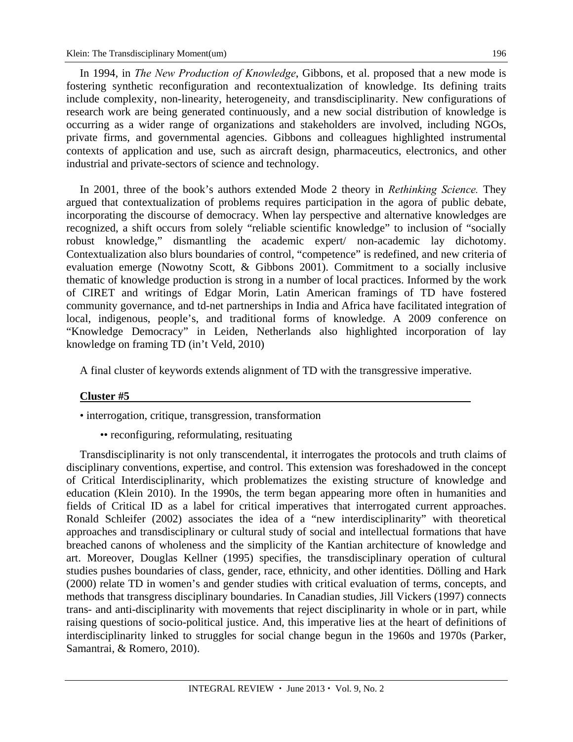In 1994, in *The New Production of Knowledge*, Gibbons, et al. proposed that a new mode is fostering synthetic reconfiguration and recontextualization of knowledge. Its defining traits include complexity, non-linearity, heterogeneity, and transdisciplinarity. New configurations of research work are being generated continuously, and a new social distribution of knowledge is occurring as a wider range of organizations and stakeholders are involved, including NGOs, private firms, and governmental agencies. Gibbons and colleagues highlighted instrumental contexts of application and use, such as aircraft design, pharmaceutics, electronics, and other industrial and private-sectors of science and technology.

In 2001, three of the book's authors extended Mode 2 theory in *Rethinking Science.* They argued that contextualization of problems requires participation in the agora of public debate, incorporating the discourse of democracy. When lay perspective and alternative knowledges are recognized, a shift occurs from solely "reliable scientific knowledge" to inclusion of "socially robust knowledge," dismantling the academic expert/ non-academic lay dichotomy. Contextualization also blurs boundaries of control, "competence" is redefined, and new criteria of evaluation emerge (Nowotny Scott, & Gibbons 2001). Commitment to a socially inclusive thematic of knowledge production is strong in a number of local practices. Informed by the work of CIRET and writings of Edgar Morin, Latin American framings of TD have fostered community governance, and td-net partnerships in India and Africa have facilitated integration of local, indigenous, people's, and traditional forms of knowledge. A 2009 conference on "Knowledge Democracy" in Leiden, Netherlands also highlighted incorporation of lay knowledge on framing TD (in't Veld, 2010)

A final cluster of keywords extends alignment of TD with the transgressive imperative.

**Cluster #5**

• interrogation, critique, transgression, transformation

    •• reconfiguring, reformulating, resituating

Transdisciplinarity is not only transcendental, it interrogates the protocols and truth claims of disciplinary conventions, expertise, and control. This extension was foreshadowed in the concept of Critical Interdisciplinarity, which problematizes the existing structure of knowledge and education (Klein 2010). In the 1990s, the term began appearing more often in humanities and fields of Critical ID as a label for critical imperatives that interrogated current approaches. Ronald Schleifer (2002) associates the idea of a "new interdisciplinarity" with theoretical approaches and transdisciplinary or cultural study of social and intellectual formations that have breached canons of wholeness and the simplicity of the Kantian architecture of knowledge and art. Moreover, Douglas Kellner (1995) specifies, the transdisciplinary operation of cultural studies pushes boundaries of class, gender, race, ethnicity, and other identities. Dölling and Hark (2000) relate TD in women's and gender studies with critical evaluation of terms, concepts, and methods that transgress disciplinary boundaries. In Canadian studies, Jill Vickers (1997) connects trans- and anti-disciplinarity with movements that reject disciplinarity in whole or in part, while raising questions of socio-political justice. And, this imperative lies at the heart of definitions of interdisciplinarity linked to struggles for social change begun in the 1960s and 1970s (Parker, Samantrai, & Romero, 2010).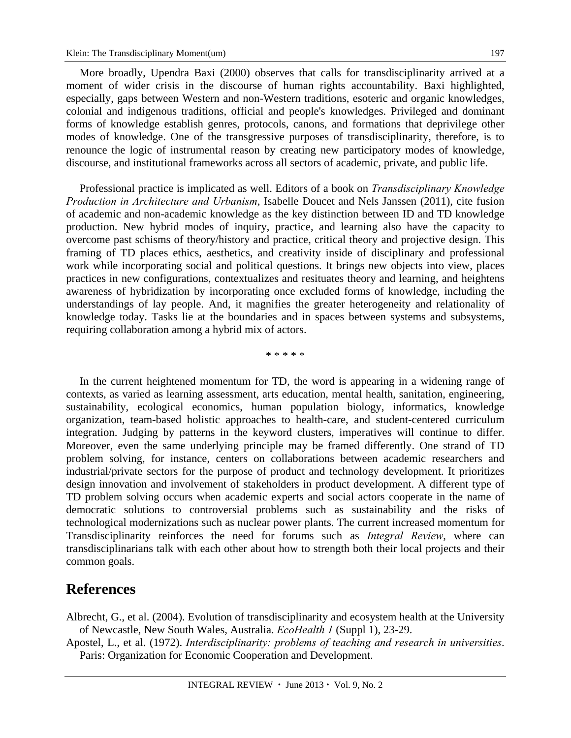More broadly, Upendra Baxi (2000) observes that calls for transdisciplinarity arrived at a moment of wider crisis in the discourse of human rights accountability. Baxi highlighted, especially, gaps between Western and non-Western traditions, esoteric and organic knowledges, colonial and indigenous traditions, official and people's knowledges. Privileged and dominant forms of knowledge establish genres, protocols, canons, and formations that deprivilege other modes of knowledge. One of the transgressive purposes of transdisciplinarity, therefore, is to renounce the logic of instrumental reason by creating new participatory modes of knowledge, discourse, and institutional frameworks across all sectors of academic, private, and public life.

Professional practice is implicated as well. Editors of a book on *Transdisciplinary Knowledge Production in Architecture and Urbanism*, Isabelle Doucet and Nels Janssen (2011), cite fusion of academic and non-academic knowledge as the key distinction between ID and TD knowledge production. New hybrid modes of inquiry, practice, and learning also have the capacity to overcome past schisms of theory/history and practice, critical theory and projective design. This framing of TD places ethics, aesthetics, and creativity inside of disciplinary and professional work while incorporating social and political questions. It brings new objects into view, places practices in new configurations, contextualizes and resituates theory and learning, and heightens awareness of hybridization by incorporating once excluded forms of knowledge, including the understandings of lay people. And, it magnifies the greater heterogeneity and relationality of knowledge today. Tasks lie at the boundaries and in spaces between systems and subsystems, requiring collaboration among a hybrid mix of actors.

\* \* \* \* \*

In the current heightened momentum for TD, the word is appearing in a widening range of contexts, as varied as learning assessment, arts education, mental health, sanitation, engineering, sustainability, ecological economics, human population biology, informatics, knowledge organization, team-based holistic approaches to health-care, and student-centered curriculum integration. Judging by patterns in the keyword clusters, imperatives will continue to differ. Moreover, even the same underlying principle may be framed differently. One strand of TD problem solving, for instance, centers on collaborations between academic researchers and industrial/private sectors for the purpose of product and technology development. It prioritizes design innovation and involvement of stakeholders in product development. A different type of TD problem solving occurs when academic experts and social actors cooperate in the name of democratic solutions to controversial problems such as sustainability and the risks of technological modernizations such as nuclear power plants. The current increased momentum for Transdisciplinarity reinforces the need for forums such as *Integral Review*, where can transdisciplinarians talk with each other about how to strength both their local projects and their common goals.

## References

Albrecht, G., et al. (2004). Evolution of transdisciplinarity and ecosystem health at the University of Newcastle, New South Wales, Australia. *EcoHealth 1* (Suppl 1), 23-29.

Apostel, L., et al. (1972). *Interdisciplinarity: problems of teaching and research in universities*. Paris: Organization for Economic Cooperation and Development.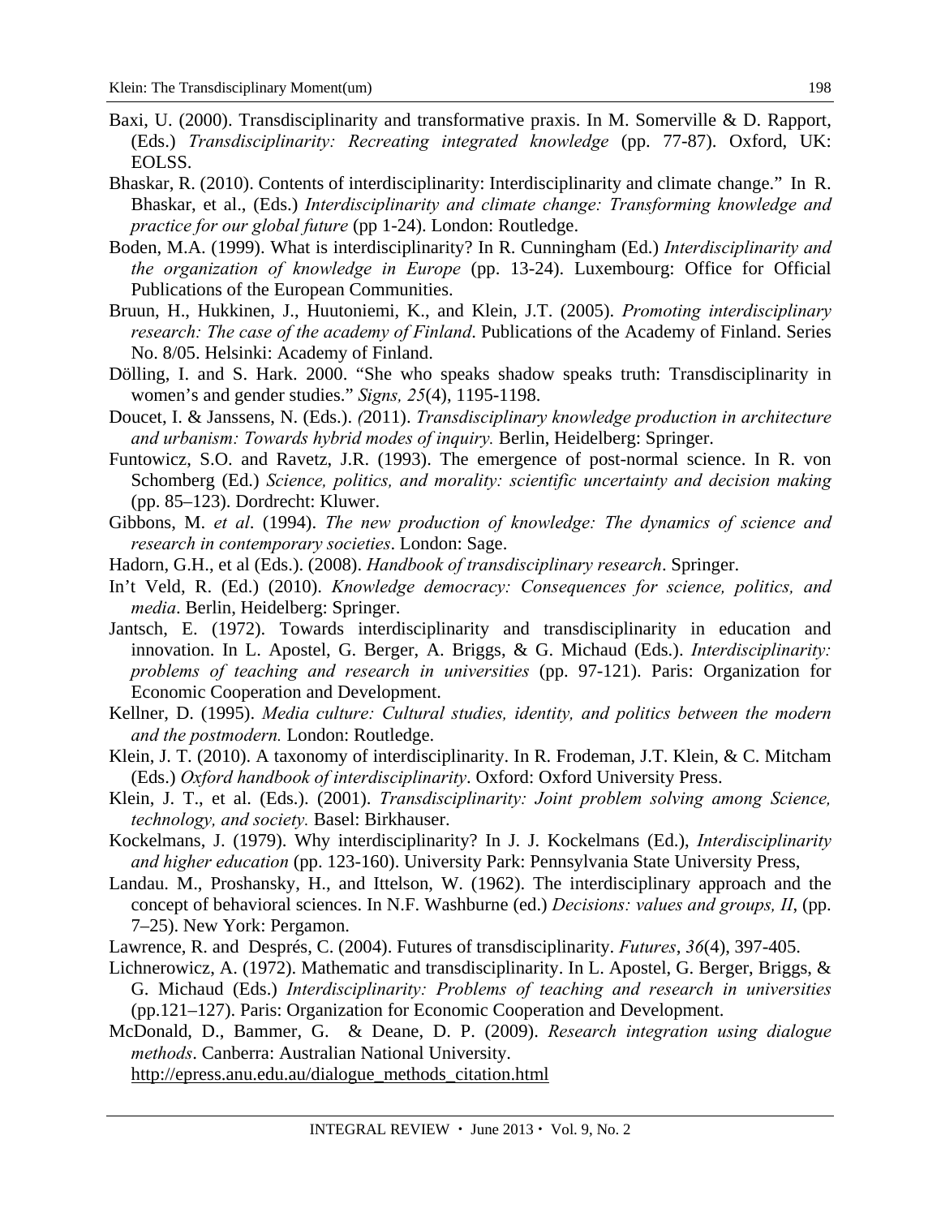Baxi, U. (2000). Transdisciplinarity and transformative praxis. In M. Somerville & D. Rapport, (Eds.) *Transdisciplinarity: Recreating integrated knowledge* (pp. 77-87). Oxford, UK: EOLSS.

Bhaskar, R. (2010). Contents of interdisciplinarity: Interdisciplinarity and climate change." In R. Bhaskar, et al., (Eds.) *Interdisciplinarity and climate change: Transforming knowledge and practice for our global future* (pp 1-24). London: Routledge.

Boden, M.A. (1999). What is interdisciplinarity? In R. Cunningham (Ed.) *Interdisciplinarity and the organization of knowledge in Europe* (pp. 13-24). Luxembourg: Office for Official Publications of the European Communities.

Bruun, H., Hukkinen, J., Huutoniemi, K., and Klein, J.T. (2005). *Promoting interdisciplinary research: The case of the academy of Finland*. Publications of the Academy of Finland. Series No. 8/05. Helsinki: Academy of Finland.

Dölling, I. and S. Hark. 2000. "She who speaks shadow speaks truth: Transdisciplinarity in women's and gender studies." *Signs, 25*(4), 1195-1198.

Doucet, I. & Janssens, N. (Eds.). *(*2011). *Transdisciplinary knowledge production in architecture and urbanism: Towards hybrid modes of inquiry.* Berlin, Heidelberg: Springer.

Funtowicz, S.O. and Ravetz, J.R. (1993). The emergence of post-normal science. In R. von Schomberg (Ed.) *Science, politics, and morality: scientific uncertainty and decision making* (pp. 85–123). Dordrecht: Kluwer.

Gibbons, M. *et al*. (1994). *The new production of knowledge: The dynamics of science and research in contemporary societies*. London: Sage.

Hadorn, G.H., et al (Eds.). (2008). *Handbook of transdisciplinary research*. Springer.

In't Veld, R. (Ed.) (2010). *Knowledge democracy: Consequences for science, politics, and media*. Berlin, Heidelberg: Springer.

Jantsch, E. (1972). Towards interdisciplinarity and transdisciplinarity in education and innovation. In L. Apostel, G. Berger, A. Briggs, & G. Michaud (Eds.). *Interdisciplinarity: problems of teaching and research in universities* (pp. 97-121). Paris: Organization for Economic Cooperation and Development.

Kellner, D. (1995). *Media culture: Cultural studies, identity, and politics between the modern and the postmodern.* London: Routledge.

Klein, J. T. (2010). A taxonomy of interdisciplinarity. In R. Frodeman, J.T. Klein, & C. Mitcham (Eds.) *Oxford handbook of interdisciplinarity*. Oxford: Oxford University Press.

Klein, J. T., et al. (Eds.). (2001). *Transdisciplinarity: Joint problem solving among Science, technology, and society.* Basel: Birkhauser.

Kockelmans, J. (1979). Why interdisciplinarity? In J. J. Kockelmans (Ed.), *Interdisciplinarity and higher education* (pp. 123-160). University Park: Pennsylvania State University Press,

Landau. M., Proshansky, H., and Ittelson, W. (1962). The interdisciplinary approach and the concept of behavioral sciences. In N.F. Washburne (ed.) *Decisions: values and groups, II*, (pp. 7–25). New York: Pergamon.

Lawrence, R. and Després, C. (2004). Futures of transdisciplinarity. *Futures*, *36*(4), 397-405.

Lichnerowicz, A. (1972). Mathematic and transdisciplinarity. In L. Apostel, G. Berger, Briggs, & G. Michaud (Eds.) *Interdisciplinarity: Problems of teaching and research in universities* (pp.121–127). Paris: Organization for Economic Cooperation and Development.

McDonald, D., Bammer, G. & Deane, D. P. (2009). *Research integration using dialogue methods*. Canberra: Australian National University. http://epress.anu.edu.au/dialogue_methods_citation.html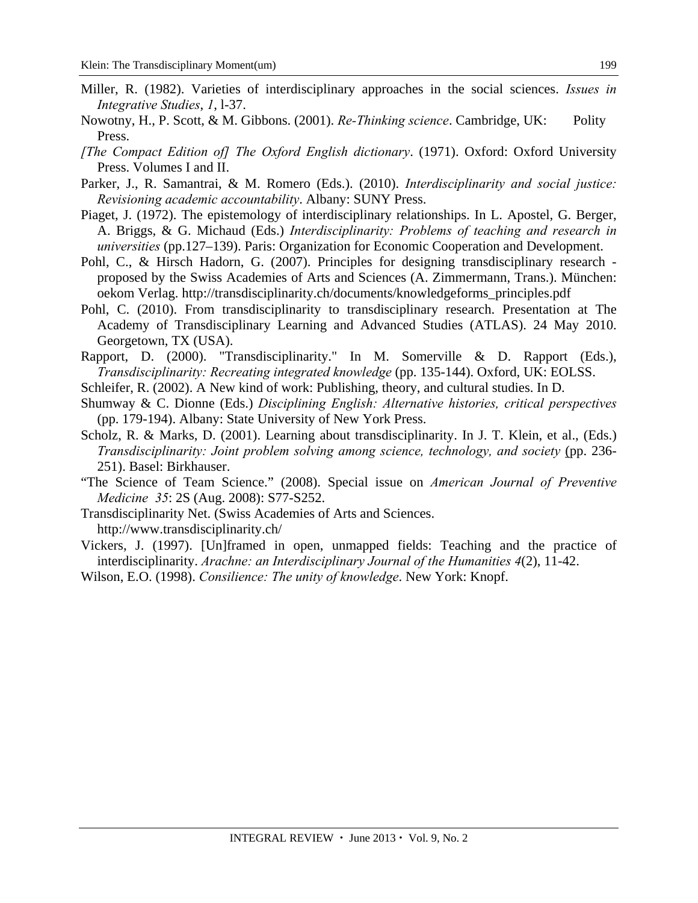Miller, R. (1982). Varieties of interdisciplinary approaches in the social sciences. *Issues in Integrative Studies*, *1*, l-37.

Nowotny, H., P. Scott, & M. Gibbons. (2001). *Re-Thinking science*. Cambridge, UK: Polity Press.

*[The Compact Edition of] The Oxford English dictionary*. (1971). Oxford: Oxford University Press. Volumes I and II.

Parker, J., R. Samantrai, & M. Romero (Eds.). (2010). *Interdisciplinarity and social justice: Revisioning academic accountability*. Albany: SUNY Press.

Piaget, J. (1972). The epistemology of interdisciplinary relationships. In L. Apostel, G. Berger, A. Briggs, & G. Michaud (Eds.) *Interdisciplinarity: Problems of teaching and research in universities* (pp.127–139). Paris: Organization for Economic Cooperation and Development.

Pohl, C., & Hirsch Hadorn, G. (2007). Principles for designing transdisciplinary research - proposed by the Swiss Academies of Arts and Sciences (A. Zimmermann, Trans.). München: oekom Verlag. http://transdisciplinarity.ch/documents/knowledgeforms_principles.pdf

Pohl, C. (2010). From transdisciplinarity to transdisciplinary research. Presentation at The Academy of Transdisciplinary Learning and Advanced Studies (ATLAS). 24 May 2010. Georgetown, TX (USA).

Rapport, D. (2000). "Transdisciplinarity." In M. Somerville & D. Rapport (Eds.), *Transdisciplinarity: Recreating integrated knowledge* (pp. 135-144). Oxford, UK: EOLSS.

Schleifer, R. (2002). A New kind of work: Publishing, theory, and cultural studies. In D.

Shumway & C. Dionne (Eds.) *Disciplining English: Alternative histories, critical perspectives* (pp. 179-194). Albany: State University of New York Press.

Scholz, R. & Marks, D. (2001). Learning about transdisciplinarity. In J. T. Klein, et al., (Eds.) *Transdisciplinarity: Joint problem solving among science, technology, and society* (pp. 236-251). Basel: Birkhauser.

"The Science of Team Science." (2008). Special issue on *American Journal of Preventive Medicine 35*: 2S (Aug. 2008): S77-S252.

Transdisciplinarity Net. (Swiss Academies of Arts and Sciences. http://www.transdisciplinarity.ch/

Vickers, J. (1997). [Un]framed in open, unmapped fields: Teaching and the practice of interdisciplinarity. *Arachne: an Interdisciplinary Journal of the Humanities 4*(2), 11-42.

Wilson, E.O. (1998). *Consilience: The unity of knowledge*. New York: Knopf.